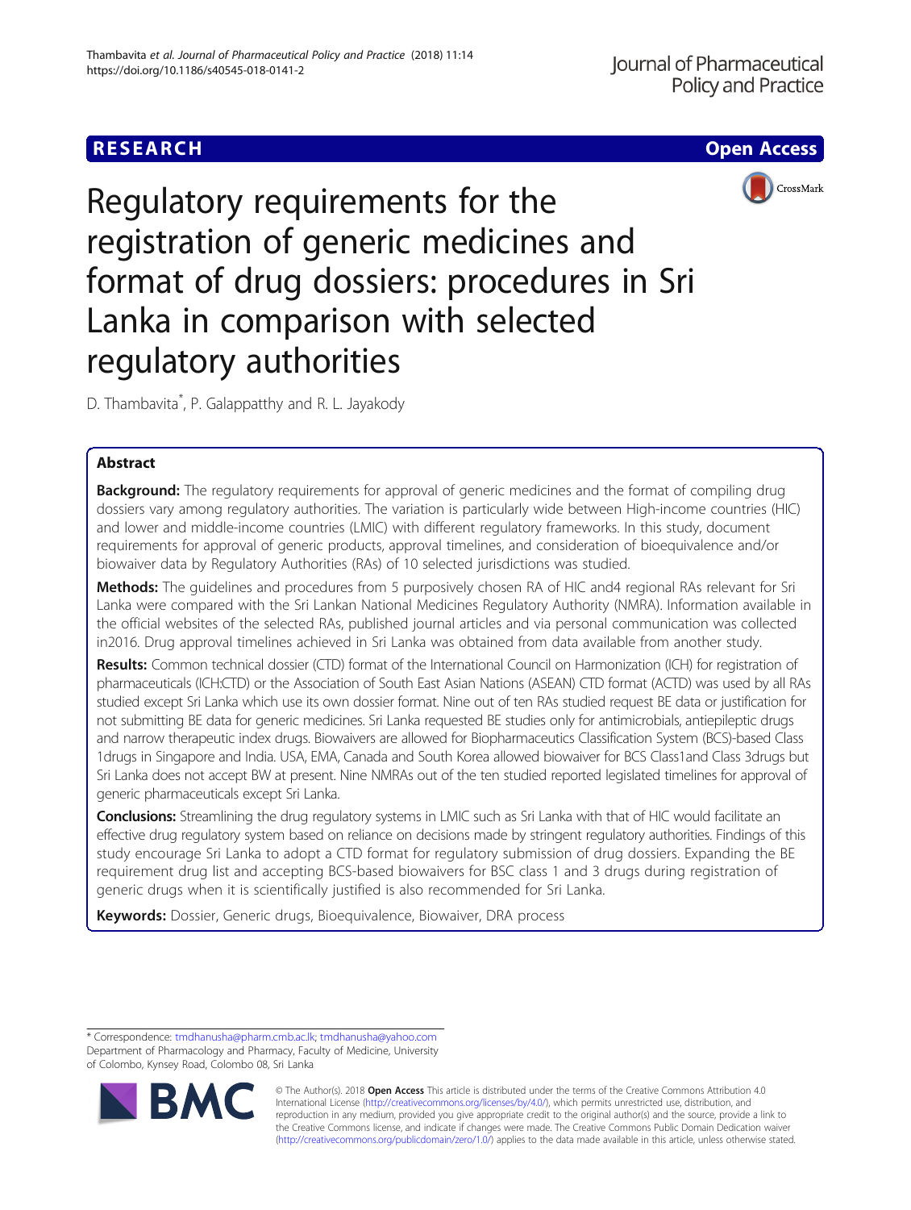**RESEARCH** **Open Access**

# Regulatory requirements for the registration of generic medicines and format of drug dossiers: procedures in Sri Lanka in comparison with selected regulatory authorities

D. Thambavita*, P. Galappatthy and R. L. Jayakody

## Abstract

**Background:** The regulatory requirements for approval of generic medicines and the format of compiling drug dossiers vary among regulatory authorities. The variation is particularly wide between High-income countries (HIC) and lower and middle-income countries (LMIC) with different regulatory frameworks. In this study, document requirements for approval of generic products, approval timelines, and consideration of bioequivalence and/or biowaiver data by Regulatory Authorities (RAs) of 10 selected jurisdictions was studied.

**Methods:** The guidelines and procedures from 5 purposively chosen RA of HIC and4 regional RAs relevant for Sri Lanka were compared with the Sri Lankan National Medicines Regulatory Authority (NMRA). Information available in the official websites of the selected RAs, published journal articles and via personal communication was collected in2016. Drug approval timelines achieved in Sri Lanka was obtained from data available from another study.

**Results:** Common technical dossier (CTD) format of the International Council on Harmonization (ICH) for registration of pharmaceuticals (ICH:CTD) or the Association of South East Asian Nations (ASEAN) CTD format (ACTD) was used by all RAs studied except Sri Lanka which use its own dossier format. Nine out of ten RAs studied request BE data or justification for not submitting BE data for generic medicines. Sri Lanka requested BE studies only for antimicrobials, antiepileptic drugs and narrow therapeutic index drugs. Biowaivers are allowed for Biopharmaceutics Classification System (BCS)-based Class 1drugs in Singapore and India. USA, EMA, Canada and South Korea allowed biowaiver for BCS Class1and Class 3drugs but Sri Lanka does not accept BW at present. Nine NMRAs out of the ten studied reported legislated timelines for approval of generic pharmaceuticals except Sri Lanka.

**Conclusions:** Streamlining the drug regulatory systems in LMIC such as Sri Lanka with that of HIC would facilitate an effective drug regulatory system based on reliance on decisions made by stringent regulatory authorities. Findings of this study encourage Sri Lanka to adopt a CTD format for regulatory submission of drug dossiers. Expanding the BE requirement drug list and accepting BCS-based biowaivers for BSC class 1 and 3 drugs during registration of generic drugs when it is scientifically justified is also recommended for Sri Lanka.

**Keywords:** Dossier, Generic drugs, Bioequivalence, Biowaiver, DRA process

---

* Correspondence: tmdhanusha@pharm.cmb.ac.lk; tmdhanusha@yahoo.com
Department of Pharmacology and Pharmacy, Faculty of Medicine, University of Colombo, Kynsey Road, Colombo 08, Sri Lanka

© The Author(s). 2018 **Open Access** This article is distributed under the terms of the Creative Commons Attribution 4.0 International License (http://creativecommons.org/licenses/by/4.0/), which permits unrestricted use, distribution, and reproduction in any medium, provided you give appropriate credit to the original author(s) and the source, provide a link to the Creative Commons license, and indicate if changes were made. The Creative Commons Public Domain Dedication waiver (http://creativecommons.org/publicdomain/zero/1.0/) applies to the data made available in this article, unless otherwise stated.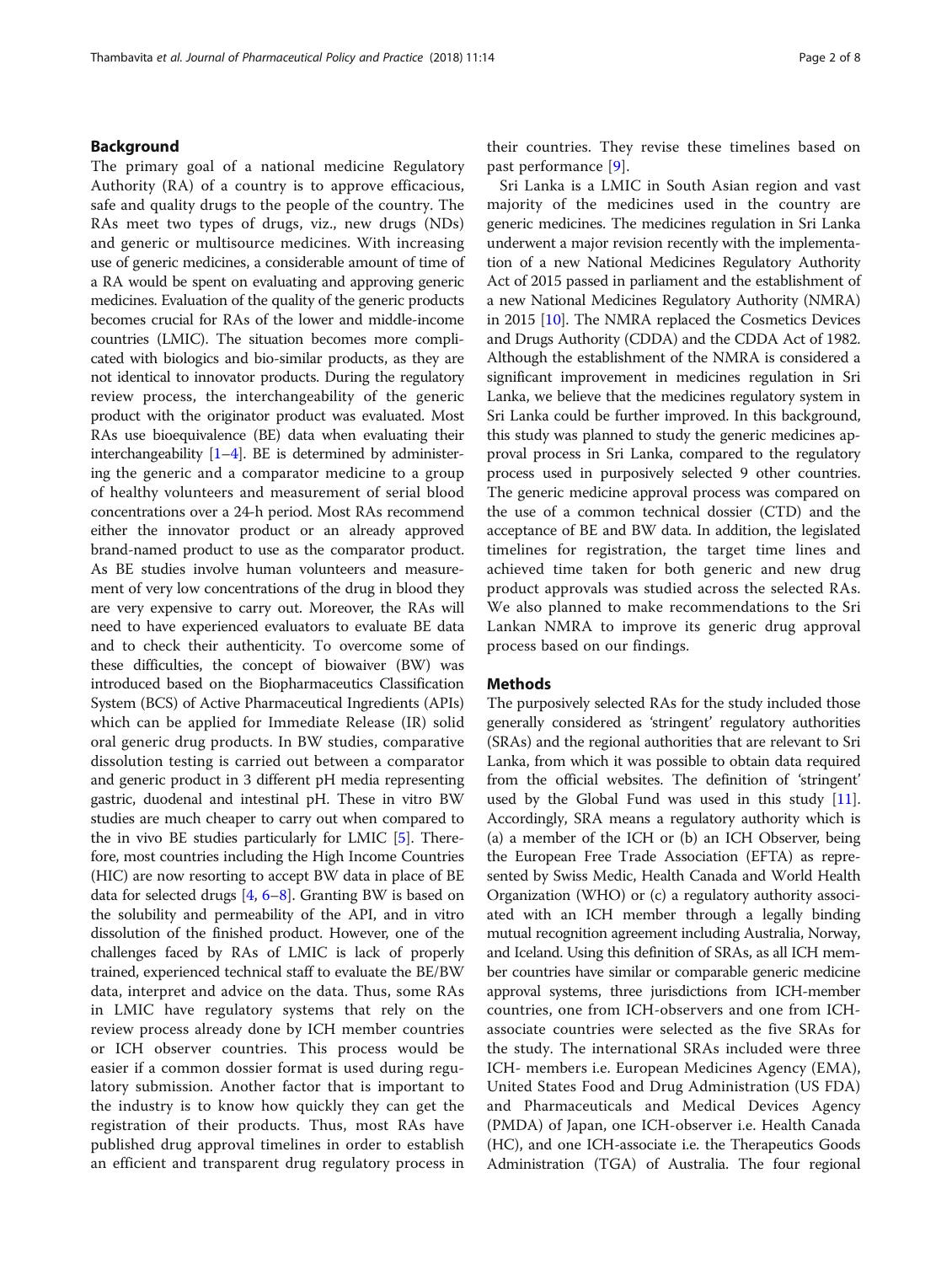## Background

The primary goal of a national medicine Regulatory Authority (RA) of a country is to approve efficacious, safe and quality drugs to the people of the country. The RAs meet two types of drugs, viz., new drugs (NDs) and generic or multisource medicines. With increasing use of generic medicines, a considerable amount of time of a RA would be spent on evaluating and approving generic medicines. Evaluation of the quality of the generic products becomes crucial for RAs of the lower and middle-income countries (LMIC). The situation becomes more complicated with biologics and bio-similar products, as they are not identical to innovator products. During the regulatory review process, the interchangeability of the generic product with the originator product was evaluated. Most RAs use bioequivalence (BE) data when evaluating their interchangeability [1–4]. BE is determined by administering the generic and a comparator medicine to a group of healthy volunteers and measurement of serial blood concentrations over a 24-h period. Most RAs recommend either the innovator product or an already approved brand-named product to use as the comparator product. As BE studies involve human volunteers and measurement of very low concentrations of the drug in blood they are very expensive to carry out. Moreover, the RAs will need to have experienced evaluators to evaluate BE data and to check their authenticity. To overcome some of these difficulties, the concept of biowaiver (BW) was introduced based on the Biopharmaceutics Classification System (BCS) of Active Pharmaceutical Ingredients (APIs) which can be applied for Immediate Release (IR) solid oral generic drug products. In BW studies, comparative dissolution testing is carried out between a comparator and generic product in 3 different pH media representing gastric, duodenal and intestinal pH. These in vitro BW studies are much cheaper to carry out when compared to the in vivo BE studies particularly for LMIC [5]. Therefore, most countries including the High Income Countries (HIC) are now resorting to accept BW data in place of BE data for selected drugs [4, 6–8]. Granting BW is based on the solubility and permeability of the API, and in vitro dissolution of the finished product. However, one of the challenges faced by RAs of LMIC is lack of properly trained, experienced technical staff to evaluate the BE/BW data, interpret and advice on the data. Thus, some RAs in LMIC have regulatory systems that rely on the review process already done by ICH member countries or ICH observer countries. This process would be easier if a common dossier format is used during regulatory submission. Another factor that is important to the industry is to know how quickly they can get the registration of their products. Thus, most RAs have published drug approval timelines in order to establish an efficient and transparent drug regulatory process in their countries. They revise these timelines based on past performance [9].

Sri Lanka is a LMIC in South Asian region and vast majority of the medicines used in the country are generic medicines. The medicines regulation in Sri Lanka underwent a major revision recently with the implementation of a new National Medicines Regulatory Authority Act of 2015 passed in parliament and the establishment of a new National Medicines Regulatory Authority (NMRA) in 2015 [10]. The NMRA replaced the Cosmetics Devices and Drugs Authority (CDDA) and the CDDA Act of 1982. Although the establishment of the NMRA is considered a significant improvement in medicines regulation in Sri Lanka, we believe that the medicines regulatory system in Sri Lanka could be further improved. In this background, this study was planned to study the generic medicines approval process in Sri Lanka, compared to the regulatory process used in purposively selected 9 other countries. The generic medicine approval process was compared on the use of a common technical dossier (CTD) and the acceptance of BE and BW data. In addition, the legislated timelines for registration, the target time lines and achieved time taken for both generic and new drug product approvals was studied across the selected RAs. We also planned to make recommendations to the Sri Lankan NMRA to improve its generic drug approval process based on our findings.

## Methods

The purposively selected RAs for the study included those generally considered as 'stringent' regulatory authorities (SRAs) and the regional authorities that are relevant to Sri Lanka, from which it was possible to obtain data required from the official websites. The definition of 'stringent' used by the Global Fund was used in this study [11]. Accordingly, SRA means a regulatory authority which is (a) a member of the ICH or (b) an ICH Observer, being the European Free Trade Association (EFTA) as represented by Swiss Medic, Health Canada and World Health Organization (WHO) or (c) a regulatory authority associated with an ICH member through a legally binding mutual recognition agreement including Australia, Norway, and Iceland. Using this definition of SRAs, as all ICH member countries have similar or comparable generic medicine approval systems, three jurisdictions from ICH-member countries, one from ICH-observers and one from ICH-associate countries were selected as the five SRAs for the study. The international SRAs included were three ICH- members i.e. European Medicines Agency (EMA), United States Food and Drug Administration (US FDA) and Pharmaceuticals and Medical Devices Agency (PMDA) of Japan, one ICH-observer i.e. Health Canada (HC), and one ICH-associate i.e. the Therapeutics Goods Administration (TGA) of Australia. The four regional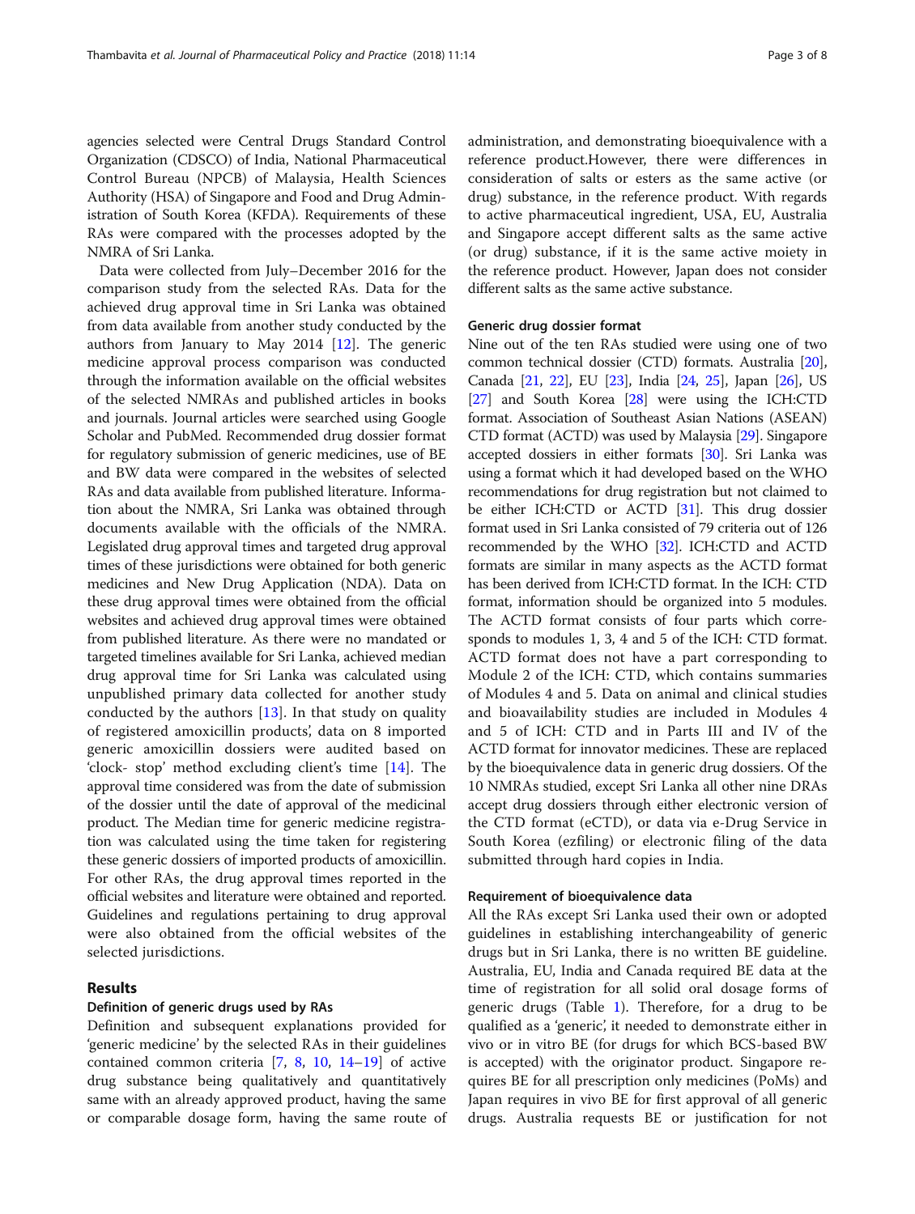agencies selected were Central Drugs Standard Control Organization (CDSCO) of India, National Pharmaceutical Control Bureau (NPCB) of Malaysia, Health Sciences Authority (HSA) of Singapore and Food and Drug Administration of South Korea (KFDA). Requirements of these RAs were compared with the processes adopted by the NMRA of Sri Lanka.

Data were collected from July–December 2016 for the comparison study from the selected RAs. Data for the achieved drug approval time in Sri Lanka was obtained from data available from another study conducted by the authors from January to May 2014 [12]. The generic medicine approval process comparison was conducted through the information available on the official websites of the selected NMRAs and published articles in books and journals. Journal articles were searched using Google Scholar and PubMed. Recommended drug dossier format for regulatory submission of generic medicines, use of BE and BW data were compared in the websites of selected RAs and data available from published literature. Information about the NMRA, Sri Lanka was obtained through documents available with the officials of the NMRA. Legislated drug approval times and targeted drug approval times of these jurisdictions were obtained for both generic medicines and New Drug Application (NDA). Data on these drug approval times were obtained from the official websites and achieved drug approval times were obtained from published literature. As there were no mandated or targeted timelines available for Sri Lanka, achieved median drug approval time for Sri Lanka was calculated using unpublished primary data collected for another study conducted by the authors [13]. In that study on quality of registered amoxicillin products', data on 8 imported generic amoxicillin dossiers were audited based on 'clock- stop' method excluding client's time [14]. The approval time considered was from the date of submission of the dossier until the date of approval of the medicinal product. The Median time for generic medicine registration was calculated using the time taken for registering these generic dossiers of imported products of amoxicillin. For other RAs, the drug approval times reported in the official websites and literature were obtained and reported. Guidelines and regulations pertaining to drug approval were also obtained from the official websites of the selected jurisdictions.

## Results

### Definition of generic drugs used by RAs

Definition and subsequent explanations provided for 'generic medicine' by the selected RAs in their guidelines contained common criteria [7, 8, 10, 14–19] of active drug substance being qualitatively and quantitatively same with an already approved product, having the same or comparable dosage form, having the same route of administration, and demonstrating bioequivalence with a reference product.However, there were differences in consideration of salts or esters as the same active (or drug) substance, in the reference product. With regards to active pharmaceutical ingredient, USA, EU, Australia and Singapore accept different salts as the same active (or drug) substance, if it is the same active moiety in the reference product. However, Japan does not consider different salts as the same active substance.

### Generic drug dossier format

Nine out of the ten RAs studied were using one of two common technical dossier (CTD) formats. Australia [20], Canada [21, 22], EU [23], India [24, 25], Japan [26], US [27] and South Korea [28] were using the ICH:CTD format. Association of Southeast Asian Nations (ASEAN) CTD format (ACTD) was used by Malaysia [29]. Singapore accepted dossiers in either formats [30]. Sri Lanka was using a format which it had developed based on the WHO recommendations for drug registration but not claimed to be either ICH:CTD or ACTD [31]. This drug dossier format used in Sri Lanka consisted of 79 criteria out of 126 recommended by the WHO [32]. ICH:CTD and ACTD formats are similar in many aspects as the ACTD format has been derived from ICH:CTD format. In the ICH: CTD format, information should be organized into 5 modules. The ACTD format consists of four parts which corresponds to modules 1, 3, 4 and 5 of the ICH: CTD format. ACTD format does not have a part corresponding to Module 2 of the ICH: CTD, which contains summaries of Modules 4 and 5. Data on animal and clinical studies and bioavailability studies are included in Modules 4 and 5 of ICH: CTD and in Parts III and IV of the ACTD format for innovator medicines. These are replaced by the bioequivalence data in generic drug dossiers. Of the 10 NMRAs studied, except Sri Lanka all other nine DRAs accept drug dossiers through either electronic version of the CTD format (eCTD), or data via e-Drug Service in South Korea (ezfiling) or electronic filing of the data submitted through hard copies in India.

### Requirement of bioequivalence data

All the RAs except Sri Lanka used their own or adopted guidelines in establishing interchangeability of generic drugs but in Sri Lanka, there is no written BE guideline. Australia, EU, India and Canada required BE data at the time of registration for all solid oral dosage forms of generic drugs (Table 1). Therefore, for a drug to be qualified as a 'generic', it needed to demonstrate either in vivo or in vitro BE (for drugs for which BCS-based BW is accepted) with the originator product. Singapore requires BE for all prescription only medicines (PoMs) and Japan requires in vivo BE for first approval of all generic drugs. Australia requests BE or justification for not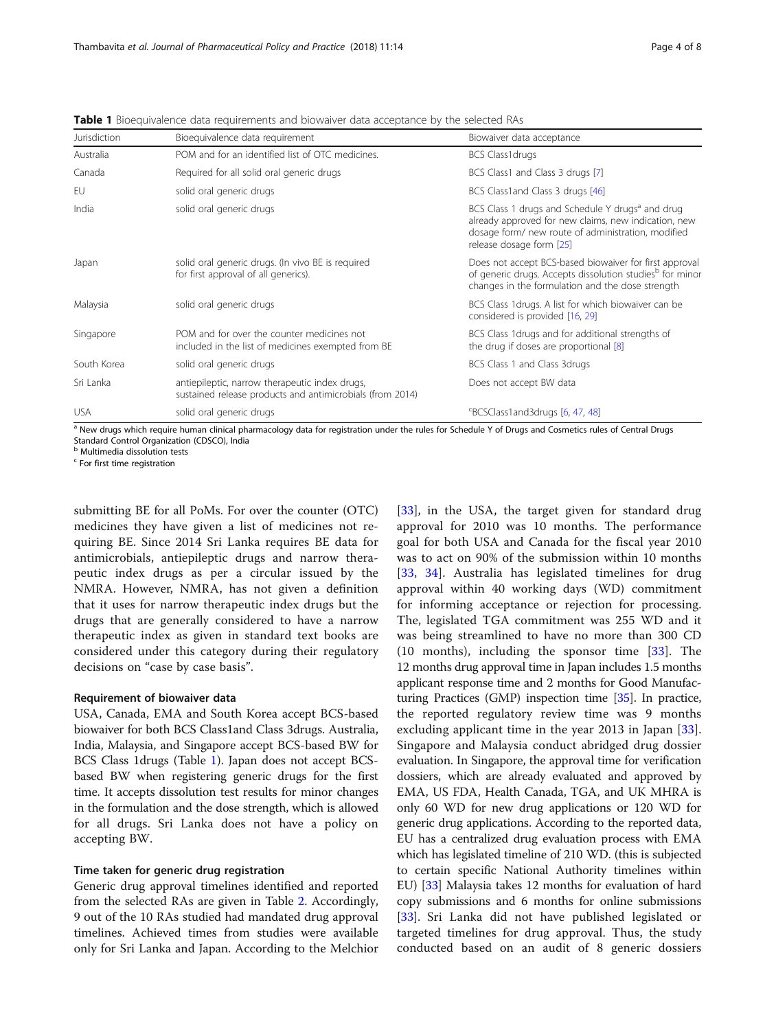**Table 1** Bioequivalence data requirements and biowaiver data acceptance by the selected RAs

| Jurisdiction | Bioequivalence data requirement | Biowaiver data acceptance |
|---|---|---|
| Australia | POM and for an identified list of OTC medicines. | BCS Class1drugs |
| Canada | Required for all solid oral generic drugs | BCS Class1 and Class 3 drugs [7] |
| EU | solid oral generic drugs | BCS Class1and Class 3 drugs [46] |
| India | solid oral generic drugs | BCS Class 1 drugs and Schedule Y drugs[a] and drug already approved for new claims, new indication, new dosage form/ new route of administration, modified release dosage form [25] |
| Japan | solid oral generic drugs. (In vivo BE is required for first approval of all generics). | Does not accept BCS-based biowaiver for first approval of generic drugs. Accepts dissolution studies[b] for minor changes in the formulation and the dose strength |
| Malaysia | solid oral generic drugs | BCS Class 1drugs. A list for which biowaiver can be considered is provided [16, 29] |
| Singapore | POM and for over the counter medicines not included in the list of medicines exempted from BE | BCS Class 1drugs and for additional strengths of the drug if doses are proportional [8] |
| South Korea | solid oral generic drugs | BCS Class 1 and Class 3drugs |
| Sri Lanka | antiepileptic, narrow therapeutic index drugs, sustained release products and antimicrobials (from 2014) | Does not accept BW data |
| USA | solid oral generic drugs | [c]BCSClass1and3drugs [6, 47, 48] |

[a] New drugs which require human clinical pharmacology data for registration under the rules for Schedule Y of Drugs and Cosmetics rules of Central Drugs Standard Control Organization (CDSCO), India
[b] Multimedia dissolution tests
[c] For first time registration

submitting BE for all PoMs. For over the counter (OTC) medicines they have given a list of medicines not requiring BE. Since 2014 Sri Lanka requires BE data for antimicrobials, antiepileptic drugs and narrow therapeutic index drugs as per a circular issued by the NMRA. However, NMRA, has not given a definition that it uses for narrow therapeutic index drugs but the drugs that are generally considered to have a narrow therapeutic index as given in standard text books are considered under this category during their regulatory decisions on "case by case basis".

### Requirement of biowaiver data

USA, Canada, EMA and South Korea accept BCS-based biowaiver for both BCS Class1and Class 3drugs. Australia, India, Malaysia, and Singapore accept BCS-based BW for BCS Class 1drugs (Table 1). Japan does not accept BCS-based BW when registering generic drugs for the first time. It accepts dissolution test results for minor changes in the formulation and the dose strength, which is allowed for all drugs. Sri Lanka does not have a policy on accepting BW.

### Time taken for generic drug registration

Generic drug approval timelines identified and reported from the selected RAs are given in Table 2. Accordingly, 9 out of the 10 RAs studied had mandated drug approval timelines. Achieved times from studies were available only for Sri Lanka and Japan. According to the Melchior [33], in the USA, the target given for standard drug approval for 2010 was 10 months. The performance goal for both USA and Canada for the fiscal year 2010 was to act on 90% of the submission within 10 months [33, 34]. Australia has legislated timelines for drug approval within 40 working days (WD) commitment for informing acceptance or rejection for processing. The, legislated TGA commitment was 255 WD and it was being streamlined to have no more than 300 CD (10 months), including the sponsor time [33]. The 12 months drug approval time in Japan includes 1.5 months applicant response time and 2 months for Good Manufacturing Practices (GMP) inspection time [35]. In practice, the reported regulatory review time was 9 months excluding applicant time in the year 2013 in Japan [33]. Singapore and Malaysia conduct abridged drug dossier evaluation. In Singapore, the approval time for verification dossiers, which are already evaluated and approved by EMA, US FDA, Health Canada, TGA, and UK MHRA is only 60 WD for new drug applications or 120 WD for generic drug applications. According to the reported data, EU has a centralized drug evaluation process with EMA which has legislated timeline of 210 WD. (this is subjected to certain specific National Authority timelines within EU) [33] Malaysia takes 12 months for evaluation of hard copy submissions and 6 months for online submissions [33]. Sri Lanka did not have published legislated or targeted timelines for drug approval. Thus, the study conducted based on an audit of 8 generic dossiers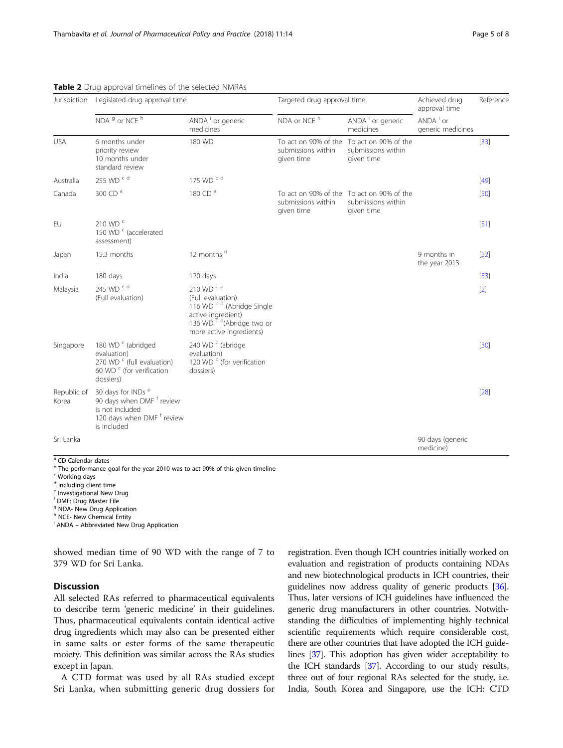**Table 2** Drug approval timelines of the selected NMRAs

| Jurisdiction | Legislated drug approval time | | Targeted drug approval time | | Achieved drug approval time | Reference |
|---|---|---|---|---|---|---|
| | NDA [g] or NCE [h] | ANDA [i] or generic medicines | NDA or NCE [h] | ANDA [i] or generic medicines | ANDA [i] or generic medicines | |
| USA | 6 months under priority review 10 months under standard review | 180 WD | To act on 90% of the submissions within given time | To act on 90% of the submissions within given time | | [33] |
| Australia | 255 WD [c d] | 175 WD [c d] | | | | [49] |
| Canada | 300 CD [a] | 180 CD [a] | To act on 90% of the submissions within given time | To act on 90% of the submissions within given time | | [50] |
| EU | 210 WD [c] 150 WD [c] (accelerated assessment) | | | | | [51] |
| Japan | 15.3 months | 12 months [d] | | | 9 months in the year 2013 | [52] |
| India | 180 days | 120 days | | | | [53] |
| Malaysia | 245 WD [c d] (Full evaluation) | 210 WD [c d] (Full evaluation) 116 WD [c d] (Abridge Single active ingredient) 136 WD [c d] (Abridge two or more active ingredients) | | | | [2] |
| Singapore | 180 WD [c] (abridged evaluation) 270 WD [c] (full evaluation) 60 WD [c] (for verification dossiers) | 240 WD [c] (abridge evaluation) 120 WD [c] (for verification dossiers) | | | | [30] |
| Republic of Korea | 30 days for INDs [e] 90 days when DMF [f] review is not included 120 days when DMF [f] review is included | | | | | [28] |
| Sri Lanka | | | | | 90 days (generic medicine) | |

[a] CD Calendar dates
[b] The performance goal for the year 2010 was to act 90% of this given timeline
[c] Working days
[d] including client time
[e] Investigational New Drug
[f] DMF: Drug Master File
[g] NDA- New Drug Application
[h] NCE- New Chemical Entity
[i] ANDA – Abbreviated New Drug Application

showed median time of 90 WD with the range of 7 to 379 WD for Sri Lanka.

## Discussion

All selected RAs referred to pharmaceutical equivalents to describe term 'generic medicine' in their guidelines. Thus, pharmaceutical equivalents contain identical active drug ingredients which may also can be presented either in same salts or ester forms of the same therapeutic moiety. This definition was similar across the RAs studies except in Japan.

A CTD format was used by all RAs studied except Sri Lanka, when submitting generic drug dossiers for registration. Even though ICH countries initially worked on evaluation and registration of products containing NDAs and new biotechnological products in ICH countries, their guidelines now address quality of generic products [36]. Thus, later versions of ICH guidelines have influenced the generic drug manufacturers in other countries. Notwithstanding the difficulties of implementing highly technical scientific requirements which require considerable cost, there are other countries that have adopted the ICH guidelines [37]. This adoption has given wider acceptability to the ICH standards [37]. According to our study results, three out of four regional RAs selected for the study, i.e. India, South Korea and Singapore, use the ICH: CTD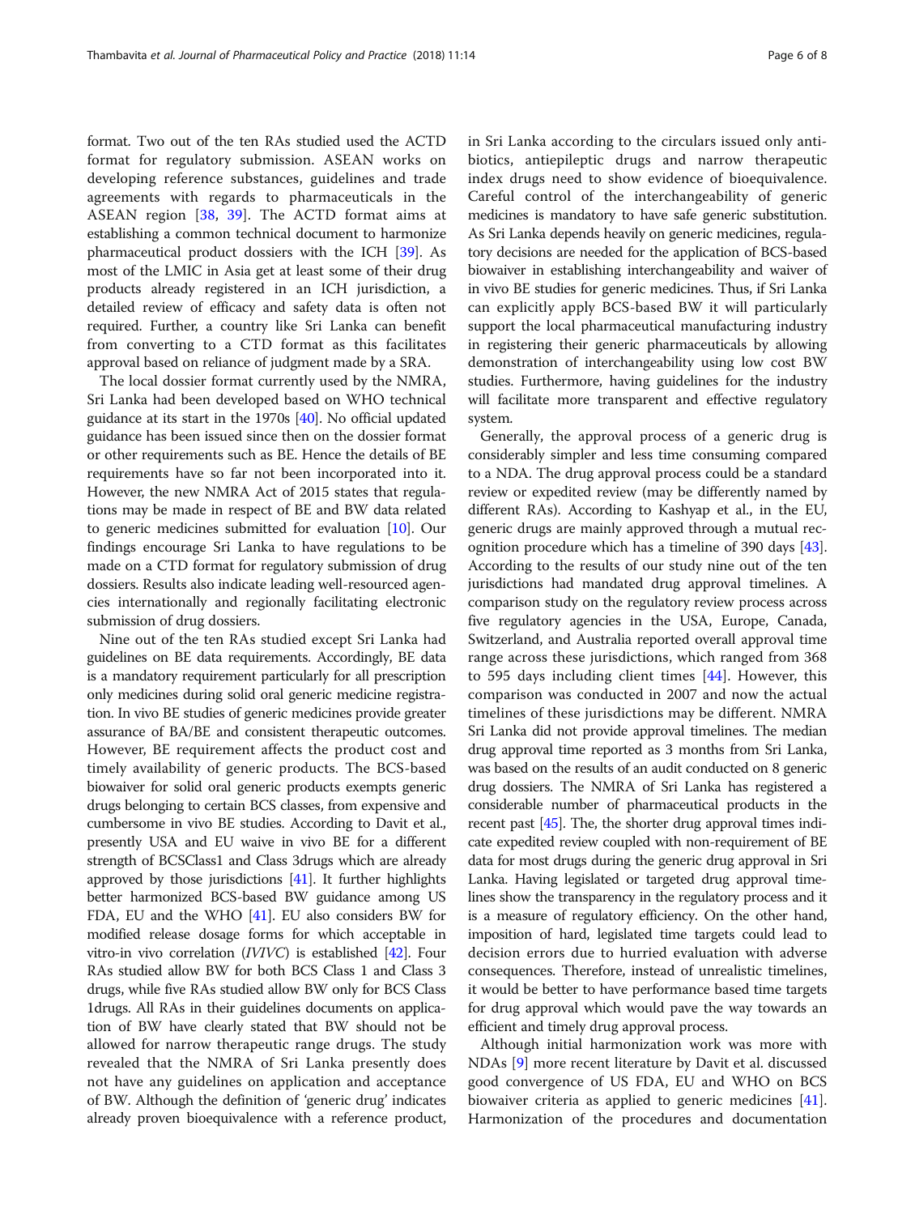format. Two out of the ten RAs studied used the ACTD format for regulatory submission. ASEAN works on developing reference substances, guidelines and trade agreements with regards to pharmaceuticals in the ASEAN region [38, 39]. The ACTD format aims at establishing a common technical document to harmonize pharmaceutical product dossiers with the ICH [39]. As most of the LMIC in Asia get at least some of their drug products already registered in an ICH jurisdiction, a detailed review of efficacy and safety data is often not required. Further, a country like Sri Lanka can benefit from converting to a CTD format as this facilitates approval based on reliance of judgment made by a SRA.

The local dossier format currently used by the NMRA, Sri Lanka had been developed based on WHO technical guidance at its start in the 1970s [40]. No official updated guidance has been issued since then on the dossier format or other requirements such as BE. Hence the details of BE requirements have so far not been incorporated into it. However, the new NMRA Act of 2015 states that regulations may be made in respect of BE and BW data related to generic medicines submitted for evaluation [10]. Our findings encourage Sri Lanka to have regulations to be made on a CTD format for regulatory submission of drug dossiers. Results also indicate leading well-resourced agencies internationally and regionally facilitating electronic submission of drug dossiers.

Nine out of the ten RAs studied except Sri Lanka had guidelines on BE data requirements. Accordingly, BE data is a mandatory requirement particularly for all prescription only medicines during solid oral generic medicine registration. In vivo BE studies of generic medicines provide greater assurance of BA/BE and consistent therapeutic outcomes. However, BE requirement affects the product cost and timely availability of generic products. The BCS-based biowaiver for solid oral generic products exempts generic drugs belonging to certain BCS classes, from expensive and cumbersome in vivo BE studies. According to Davit et al., presently USA and EU waive in vivo BE for a different strength of BCSClass1 and Class 3drugs which are already approved by those jurisdictions [41]. It further highlights better harmonized BCS-based BW guidance among US FDA, EU and the WHO [41]. EU also considers BW for modified release dosage forms for which acceptable in vitro-in vivo correlation (*IVIVC*) is established [42]. Four RAs studied allow BW for both BCS Class 1 and Class 3 drugs, while five RAs studied allow BW only for BCS Class 1drugs. All RAs in their guidelines documents on application of BW have clearly stated that BW should not be allowed for narrow therapeutic range drugs. The study revealed that the NMRA of Sri Lanka presently does not have any guidelines on application and acceptance of BW. Although the definition of 'generic drug' indicates already proven bioequivalence with a reference product, in Sri Lanka according to the circulars issued only antibiotics, antiepileptic drugs and narrow therapeutic index drugs need to show evidence of bioequivalence. Careful control of the interchangeability of generic medicines is mandatory to have safe generic substitution. As Sri Lanka depends heavily on generic medicines, regulatory decisions are needed for the application of BCS-based biowaiver in establishing interchangeability and waiver of in vivo BE studies for generic medicines. Thus, if Sri Lanka can explicitly apply BCS-based BW it will particularly support the local pharmaceutical manufacturing industry in registering their generic pharmaceuticals by allowing demonstration of interchangeability using low cost BW studies. Furthermore, having guidelines for the industry will facilitate more transparent and effective regulatory system.

Generally, the approval process of a generic drug is considerably simpler and less time consuming compared to a NDA. The drug approval process could be a standard review or expedited review (may be differently named by different RAs). According to Kashyap et al., in the EU, generic drugs are mainly approved through a mutual recognition procedure which has a timeline of 390 days [43]. According to the results of our study nine out of the ten jurisdictions had mandated drug approval timelines. A comparison study on the regulatory review process across five regulatory agencies in the USA, Europe, Canada, Switzerland, and Australia reported overall approval time range across these jurisdictions, which ranged from 368 to 595 days including client times [44]. However, this comparison was conducted in 2007 and now the actual timelines of these jurisdictions may be different. NMRA Sri Lanka did not provide approval timelines. The median drug approval time reported as 3 months from Sri Lanka, was based on the results of an audit conducted on 8 generic drug dossiers. The NMRA of Sri Lanka has registered a considerable number of pharmaceutical products in the recent past [45]. The, the shorter drug approval times indicate expedited review coupled with non-requirement of BE data for most drugs during the generic drug approval in Sri Lanka. Having legislated or targeted drug approval timelines show the transparency in the regulatory process and it is a measure of regulatory efficiency. On the other hand, imposition of hard, legislated time targets could lead to decision errors due to hurried evaluation with adverse consequences. Therefore, instead of unrealistic timelines, it would be better to have performance based time targets for drug approval which would pave the way towards an efficient and timely drug approval process.

Although initial harmonization work was more with NDAs [9] more recent literature by Davit et al. discussed good convergence of US FDA, EU and WHO on BCS biowaiver criteria as applied to generic medicines [41]. Harmonization of the procedures and documentation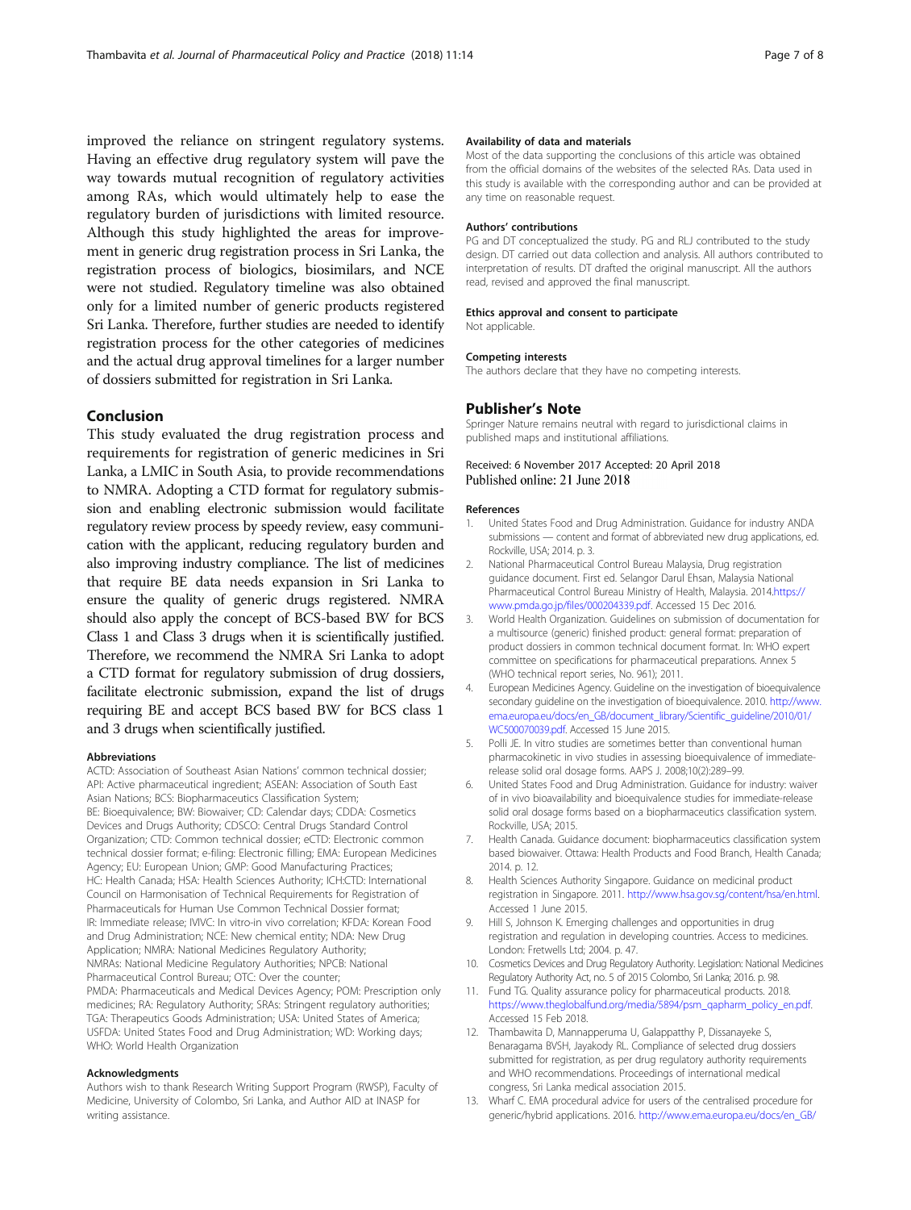improved the reliance on stringent regulatory systems. Having an effective drug regulatory system will pave the way towards mutual recognition of regulatory activities among RAs, which would ultimately help to ease the regulatory burden of jurisdictions with limited resource. Although this study highlighted the areas for improvement in generic drug registration process in Sri Lanka, the registration process of biologics, biosimilars, and NCE were not studied. Regulatory timeline was also obtained only for a limited number of generic products registered Sri Lanka. Therefore, further studies are needed to identify registration process for the other categories of medicines and the actual drug approval timelines for a larger number of dossiers submitted for registration in Sri Lanka.

## Conclusion

This study evaluated the drug registration process and requirements for registration of generic medicines in Sri Lanka, a LMIC in South Asia, to provide recommendations to NMRA. Adopting a CTD format for regulatory submission and enabling electronic submission would facilitate regulatory review process by speedy review, easy communication with the applicant, reducing regulatory burden and also improving industry compliance. The list of medicines that require BE data needs expansion in Sri Lanka to ensure the quality of generic drugs registered. NMRA should also apply the concept of BCS-based BW for BCS Class 1 and Class 3 drugs when it is scientifically justified. Therefore, we recommend the NMRA Sri Lanka to adopt a CTD format for regulatory submission of drug dossiers, facilitate electronic submission, expand the list of drugs requiring BE and accept BCS based BW for BCS class 1 and 3 drugs when scientifically justified.

#### Abbreviations

ACTD: Association of Southeast Asian Nations' common technical dossier; API: Active pharmaceutical ingredient; ASEAN: Association of South East Asian Nations; BCS: Biopharmaceutics Classification System; BE: Bioequivalence; BW: Biowaiver; CD: Calendar days; CDDA: Cosmetics Devices and Drugs Authority; CDSCO: Central Drugs Standard Control Organization; CTD: Common technical dossier; eCTD: Electronic common technical dossier format; e-filing: Electronic filling; EMA: European Medicines Agency; EU: European Union; GMP: Good Manufacturing Practices; HC: Health Canada; HSA: Health Sciences Authority; ICH:CTD: International Council on Harmonisation of Technical Requirements for Registration of Pharmaceuticals for Human Use Common Technical Dossier format; IR: Immediate release; IVIVC: In vitro-in vivo correlation; KFDA: Korean Food and Drug Administration; NCE: New chemical entity; NDA: New Drug Application; NMRA: National Medicines Regulatory Authority; NMRAs: National Medicine Regulatory Authorities; NPCB: National Pharmaceutical Control Bureau; OTC: Over the counter; PMDA: Pharmaceuticals and Medical Devices Agency; POM: Prescription only medicines; RA: Regulatory Authority; SRAs: Stringent regulatory authorities; TGA: Therapeutics Goods Administration; USA: United States of America; USFDA: United States Food and Drug Administration; WD: Working days; WHO: World Health Organization

#### Acknowledgments

Authors wish to thank Research Writing Support Program (RWSP), Faculty of Medicine, University of Colombo, Sri Lanka, and Author AID at INASP for writing assistance.

#### Availability of data and materials

Most of the data supporting the conclusions of this article was obtained from the official domains of the websites of the selected RAs. Data used in this study is available with the corresponding author and can be provided at any time on reasonable request.

#### Authors' contributions

PG and DT conceptualized the study. PG and RLJ contributed to the study design. DT carried out data collection and analysis. All authors contributed to interpretation of results. DT drafted the original manuscript. All the authors read, revised and approved the final manuscript.

#### Ethics approval and consent to participate

Not applicable.

#### Competing interests

The authors declare that they have no competing interests.

## Publisher's Note

Springer Nature remains neutral with regard to jurisdictional claims in published maps and institutional affiliations.

Received: 6 November 2017 Accepted: 20 April 2018
Published online: 21 June 2018

#### References

1. United States Food and Drug Administration. Guidance for industry ANDA submissions — content and format of abbreviated new drug applications, ed. Rockville, USA; 2014. p. 3.
2. National Pharmaceutical Control Bureau Malaysia, Drug registration guidance document. First ed. Selangor Darul Ehsan, Malaysia National Pharmaceutical Control Bureau Ministry of Health, Malaysia. 2014.https://www.pmda.go.jp/files/000204339.pdf. Accessed 15 Dec 2016.
3. World Health Organization. Guidelines on submission of documentation for a multisource (generic) finished product: general format: preparation of product dossiers in common technical document format. In: WHO expert committee on specifications for pharmaceutical preparations. Annex 5 (WHO technical report series, No. 961); 2011.
4. European Medicines Agency. Guideline on the investigation of bioequivalence secondary guideline on the investigation of bioequivalence. 2010. http://www.ema.europa.eu/docs/en_GB/document_library/Scientific_guideline/2010/01/WC500070039.pdf. Accessed 15 June 2015.
5. Polli JE. In vitro studies are sometimes better than conventional human pharmacokinetic in vivo studies in assessing bioequivalence of immediate-release solid oral dosage forms. AAPS J. 2008;10(2):289–99.
6. United States Food and Drug Administration. Guidance for industry: waiver of in vivo bioavailability and bioequivalence studies for immediate-release solid oral dosage forms based on a biopharmaceutics classification system. Rockville, USA; 2015.
7. Health Canada. Guidance document: biopharmaceutics classification system based biowaiver. Ottawa: Health Products and Food Branch, Health Canada; 2014. p. 12.
8. Health Sciences Authority Singapore. Guidance on medicinal product registration in Singapore. 2011. http://www.hsa.gov.sg/content/hsa/en.html. Accessed 1 June 2015.
9. Hill S, Johnson K. Emerging challenges and opportunities in drug registration and regulation in developing countries. Access to medicines. London: Fretwells Ltd; 2004. p. 47.
10. Cosmetics Devices and Drug Regulatory Authority. Legislation: National Medicines Regulatory Authority Act, no. 5 of 2015 Colombo, Sri Lanka; 2016. p. 98.
11. Fund TG. Quality assurance policy for pharmaceutical products. 2018. https://www.theglobalfund.org/media/5894/psm_qapharm_policy_en.pdf. Accessed 15 Feb 2018.
12. Thambawita D, Mannapperuma U, Galappatthy P, Dissanayeke S, Benaragama BVSH, Jayakody RL. Compliance of selected drug dossiers submitted for registration, as per drug regulatory authority requirements and WHO recommendations. Proceedings of international medical congress, Sri Lanka medical association 2015.
13. Wharf C. EMA procedural advice for users of the centralised procedure for generic/hybrid applications. 2016. http://www.ema.europa.eu/docs/en_GB/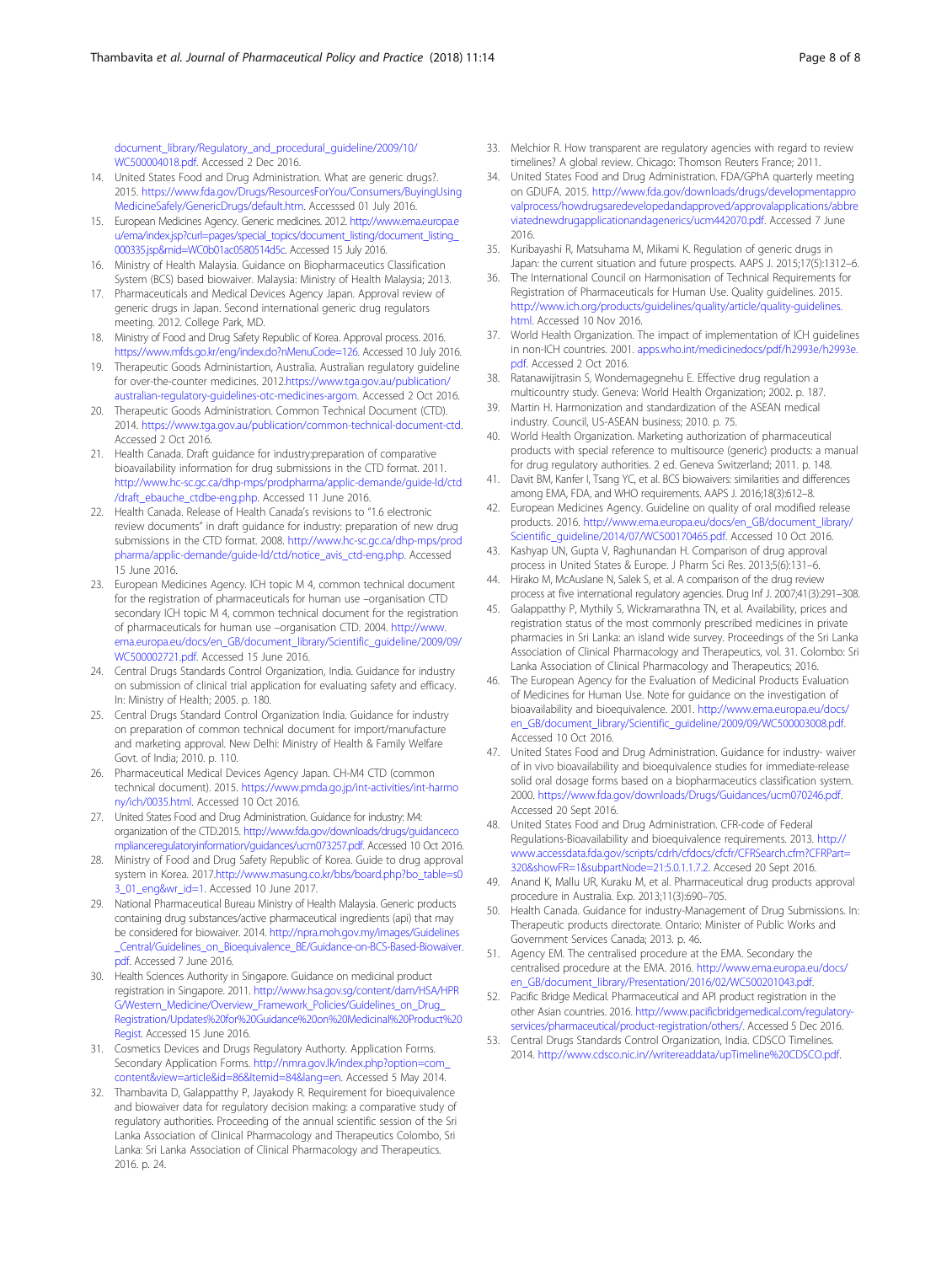document_library/Regulatory_and_procedural_guideline/2009/10/WC500004018.pdf. Accessed 2 Dec 2016.

14. United States Food and Drug Administration. What are generic drugs?. 2015. https://www.fda.gov/Drugs/ResourcesForYou/Consumers/BuyingUsingMedicineSafely/GenericDrugs/default.htm. Accesssed 01 July 2016.
15. European Medicines Agency. Generic medicines. 2012. http://www.ema.europa.eu/ema/index.jsp?curl=pages/special_topics/document_listing/document_listing_000335.jsp&mid=WC0b01ac0580514d5c. Accessed 15 July 2016.
16. Ministry of Health Malaysia. Guidance on Biopharmaceutics Classification System (BCS) based biowaiver. Malaysia: Ministry of Health Malaysia; 2013.
17. Pharmaceuticals and Medical Devices Agency Japan. Approval review of generic drugs in Japan. Second international generic drug regulators meeting. 2012. College Park, MD.
18. Ministry of Food and Drug Safety Republic of Korea. Approval process. 2016. https://www.mfds.go.kr/eng/index.do?nMenuCode=126. Accessed 10 July 2016.
19. Therapeutic Goods Administartion, Australia. Australian regulatory guideline for over-the-counter medicines. 2012.https://www.tga.gov.au/publication/australian-regulatory-guidelines-otc-medicines-argom. Accessed 2 Oct 2016.
20. Therapeutic Goods Administration. Common Technical Document (CTD). 2014. https://www.tga.gov.au/publication/common-technical-document-ctd. Accessed 2 Oct 2016.
21. Health Canada. Draft guidance for industry:preparation of comparative bioavailability information for drug submissions in the CTD format. 2011. http://www.hc-sc.gc.ca/dhp-mps/prodpharma/applic-demande/guide-ld/ctd/draft_ebauche_ctdbe-eng.php. Accessed 11 June 2016.
22. Health Canada. Release of Health Canada's revisions to "1.6 electronic review documents" in draft guidance for industry: preparation of new drug submissions in the CTD format. 2008. http://www.hc-sc.gc.ca/dhp-mps/prodpharma/applic-demande/guide-ld/ctd/notice_avis_ctd-eng.php. Accessed 15 June 2016.
23. European Medicines Agency. ICH topic M 4, common technical document for the registration of pharmaceuticals for human use –organisation CTD secondary ICH topic M 4, common technical document for the registration of pharmaceuticals for human use –organisation CTD. 2004. http://www.ema.europa.eu/docs/en_GB/document_library/Scientific_guideline/2009/09/WC500002721.pdf. Accessed 15 June 2016.
24. Central Drugs Standards Control Organization, India. Guidance for industry on submission of clinical trial application for evaluating safety and efficacy. In: Ministry of Health; 2005. p. 180.
25. Central Drugs Standard Control Organization India. Guidance for industry on preparation of common technical document for import/manufacture and marketing approval. New Delhi: Ministry of Health & Family Welfare Govt. of India; 2010. p. 110.
26. Pharmaceutical Medical Devices Agency Japan. CH-M4 CTD (common technical document). 2015. https://www.pmda.go.jp/int-activities/int-harmony/ich/0035.html. Accessed 10 Oct 2016.
27. United States Food and Drug Administration. Guidance for industry: M4: organization of the CTD.2015. http://www.fda.gov/downloads/drugs/guidancecomplianceregulatoryinformation/guidances/ucm073257.pdf. Accessed 10 Oct 2016.
28. Ministry of Food and Drug Safety Republic of Korea. Guide to drug approval system in Korea. 2017.http://www.masung.co.kr/bbs/board.php?bo_table=s03_01_eng&wr_id=1. Accessed 10 June 2017.
29. National Pharmaceutical Bureau Ministry of Health Malaysia. Generic products containing drug substances/active pharmaceutical ingredients (api) that may be considered for biowaiver. 2014. http://npra.moh.gov.my/images/Guidelines_Central/Guidelines_on_Bioequivalence_BE/Guidance-on-BCS-Based-Biowaiver.pdf. Accessed 7 June 2016.
30. Health Sciences Authority in Singapore. Guidance on medicinal product registration in Singapore. 2011. http://www.hsa.gov.sg/content/dam/HSA/HPRG/Western_Medicine/Overview_Framework_Policies/Guidelines_on_Drug_Registration/Updates%20for%20Guidance%20on%20Medicinal%20Product%20Regist. Accessed 15 June 2016.
31. Cosmetics Devices and Drugs Regulatory Authorty. Application Forms. Secondary Application Forms. http://nmra.gov.lk/index.php?option=com_content&view=article&id=86&Itemid=84&lang=en. Accessed 5 May 2014.
32. Thambavita D, Galappatthy P, Jayakody R. Requirement for bioequivalence and biowaiver data for regulatory decision making: a comparative study of regulatory authorities. Proceeding of the annual scientific session of the Sri Lanka Association of Clinical Pharmacology and Therapeutics Colombo, Sri Lanka: Sri Lanka Association of Clinical Pharmacology and Therapeutics. 2016. p. 24.
33. Melchior R. How transparent are regulatory agencies with regard to review timelines? A global review. Chicago: Thomson Reuters France; 2011.
34. United States Food and Drug Administration. FDA/GPhA quarterly meeting on GDUFA. 2015. http://www.fda.gov/downloads/drugs/developmentapprovalprocess/howdrugsaredevelopedandapproved/approvalapplications/abbreviatednewdrugapplicationandagenerics/ucm442070.pdf. Accessed 7 June 2016.
35. Kuribayashi R, Matsuhama M, Mikami K. Regulation of generic drugs in Japan: the current situation and future prospects. AAPS J. 2015;17(5):1312–6.
36. The International Council on Harmonisation of Technical Requirements for Registration of Pharmaceuticals for Human Use. Quality guidelines. 2015. http://www.ich.org/products/guidelines/quality/article/quality-guidelines.html. Accessed 10 Nov 2016.
37. World Health Organization. The impact of implementation of ICH guidelines in non-ICH countries. 2001. apps.who.int/medicinedocs/pdf/h2993e/h2993e.pdf. Accessed 2 Oct 2016.
38. Ratanawijitrasin S, Wondemagegnehu E. Effective drug regulation a multicountry study. Geneva: World Health Organization; 2002. p. 187.
39. Martin H. Harmonization and standardization of the ASEAN medical industry. Council, US-ASEAN business; 2010. p. 75.
40. World Health Organization. Marketing authorization of pharmaceutical products with special reference to multisource (generic) products: a manual for drug regulatory authorities. 2 ed. Geneva Switzerland; 2011. p. 148.
41. Davit BM, Kanfer I, Tsang YC, et al. BCS biowaivers: similarities and differences among EMA, FDA, and WHO requirements. AAPS J. 2016;18(3):612–8.
42. European Medicines Agency. Guideline on quality of oral modified release products. 2016. http://www.ema.europa.eu/docs/en_GB/document_library/Scientific_guideline/2014/07/WC500170465.pdf. Accessed 10 Oct 2016.
43. Kashyap UN, Gupta V, Raghunandan H. Comparison of drug approval process in United States & Europe. J Pharm Sci Res. 2013;5(6):131–6.
44. Hirako M, McAuslane N, Salek S, et al. A comparison of the drug review process at five international regulatory agencies. Drug Inf J. 2007;41(3):291–308.
45. Galappatthy P, Mythily S, Wickramarathna TN, et al. Availability, prices and registration status of the most commonly prescribed medicines in private pharmacies in Sri Lanka: an island wide survey. Proceedings of the Sri Lanka Association of Clinical Pharmacology and Therapeutics, vol. 31. Colombo: Sri Lanka Association of Clinical Pharmacology and Therapeutics; 2016.
46. The European Agency for the Evaluation of Medicinal Products Evaluation of Medicines for Human Use. Note for guidance on the investigation of bioavailability and bioequivalence. 2001. http://www.ema.europa.eu/docs/en_GB/document_library/Scientific_guideline/2009/09/WC500003008.pdf. Accessed 10 Oct 2016.
47. United States Food and Drug Administration. Guidance for industry- waiver of in vivo bioavailability and bioequivalence studies for immediate-release solid oral dosage forms based on a biopharmaceutics classification system. 2000. https://www.fda.gov/downloads/Drugs/Guidances/ucm070246.pdf. Accessed 20 Sept 2016.
48. United States Food and Drug Administration. CFR-code of Federal Regulations-Bioavailability and bioequivalence requirements. 2013. http://www.accessdata.fda.gov/scripts/cdrh/cfdocs/cfcfr/CFRSearch.cfm?CFRPart=320&showFR=1&subpartNode=21:5.0.1.1.7.2. Accesed 20 Sept 2016.
49. Anand K, Mallu UR, Kuraku M, et al. Pharmaceutical drug products approval procedure in Australia. Exp. 2013;11(3):690–705.
50. Health Canada. Guidance for industry-Management of Drug Submissions. In: Therapeutic products directorate. Ontario: Minister of Public Works and Government Services Canada; 2013. p. 46.
51. Agency EM. The centralised procedure at the EMA. Secondary the centralised procedure at the EMA. 2016. http://www.ema.europa.eu/docs/en_GB/document_library/Presentation/2016/02/WC500201043.pdf.
52. Pacific Bridge Medical. Pharmaceutical and API product registration in the other Asian countries. 2016. http://www.pacificbridgemedical.com/regulatory-services/pharmaceutical/product-registration/others/. Accessed 5 Dec 2016.
53. Central Drugs Standards Control Organization, India. CDSCO Timelines. 2014. http://www.cdsco.nic.in//writereaddata/upTimeline%20CDSCO.pdf.